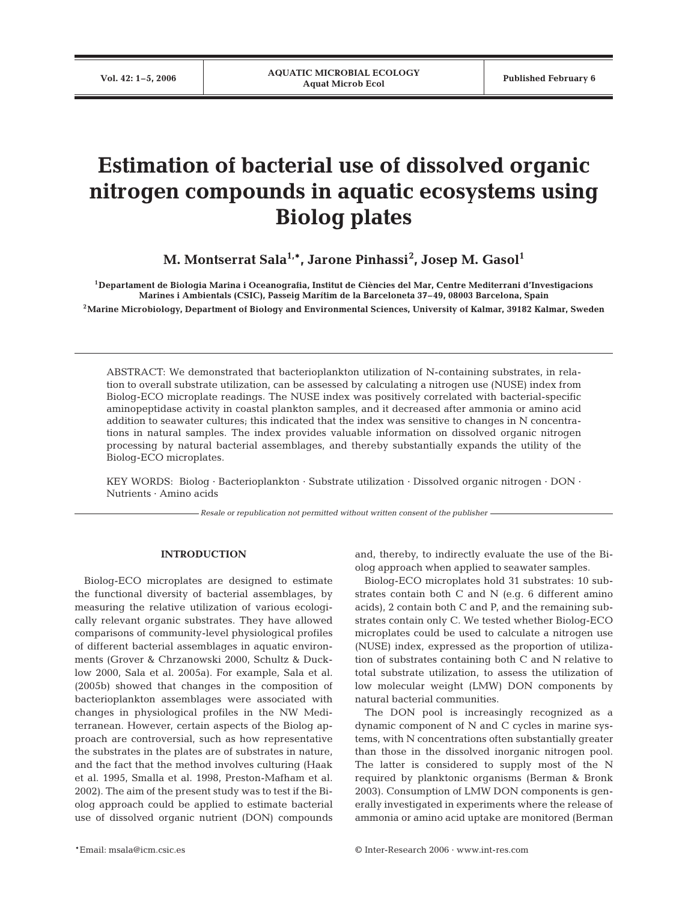# Estimation of bacterial use of dissolved organic nitrogen compounds in aquatic ecosystems using Biolog plates

**M. Montserrat Sala[1,*], Jarone Pinhassi[2], Josep M. Gasol[1]**

[1]Departament de Biologia Marina i Oceanografia, Institut de Ciències del Mar, Centre Mediterrani d'Investigacions Marines i Ambientals (CSIC), Passeig Marítim de la Barceloneta 37–49, 08003 Barcelona, Spain

[2]Marine Microbiology, Department of Biology and Environmental Sciences, University of Kalmar, 39182 Kalmar, Sweden

ABSTRACT: We demonstrated that bacterioplankton utilization of N-containing substrates, in relation to overall substrate utilization, can be assessed by calculating a nitrogen use (NUSE) index from Biolog-ECO microplate readings. The NUSE index was positively correlated with bacterial-specific aminopeptidase activity in coastal plankton samples, and it decreased after ammonia or amino acid addition to seawater cultures; this indicated that the index was sensitive to changes in N concentrations in natural samples. The index provides valuable information on dissolved organic nitrogen processing by natural bacterial assemblages, and thereby substantially expands the utility of the Biolog-ECO microplates.

KEY WORDS: Biolog · Bacterioplankton · Substrate utilization · Dissolved organic nitrogen · DON · Nutrients · Amino acids

*Resale or republication not permitted without written consent of the publisher*

## INTRODUCTION

Biolog-ECO microplates are designed to estimate the functional diversity of bacterial assemblages, by measuring the relative utilization of various ecologically relevant organic substrates. They have allowed comparisons of community-level physiological profiles of different bacterial assemblages in aquatic environments (Grover & Chrzanowski 2000, Schultz & Ducklow 2000, Sala et al. 2005a). For example, Sala et al. (2005b) showed that changes in the composition of bacterioplankton assemblages were associated with changes in physiological profiles in the NW Mediterranean. However, certain aspects of the Biolog approach are controversial, such as how representative the substrates in the plates are of substrates in nature, and the fact that the method involves culturing (Haak et al. 1995, Smalla et al. 1998, Preston-Mafham et al. 2002). The aim of the present study was to test if the Biolog approach could be applied to estimate bacterial use of dissolved organic nutrient (DON) compounds and, thereby, to indirectly evaluate the use of the Biolog approach when applied to seawater samples.

Biolog-ECO microplates hold 31 substrates: 10 substrates contain both C and N (e.g. 6 different amino acids), 2 contain both C and P, and the remaining substrates contain only C. We tested whether Biolog-ECO microplates could be used to calculate a nitrogen use (NUSE) index, expressed as the proportion of utilization of substrates containing both C and N relative to total substrate utilization, to assess the utilization of low molecular weight (LMW) DON components by natural bacterial communities.

The DON pool is increasingly recognized as a dynamic component of N and C cycles in marine systems, with N concentrations often substantially greater than those in the dissolved inorganic nitrogen pool. The latter is considered to supply most of the N required by planktonic organisms (Berman & Bronk 2003). Consumption of LMW DON components is generally investigated in experiments where the release of ammonia or amino acid uptake are monitored (Berman

*Email: msala@icm.csic.es

© Inter-Research 2006 · www.int-res.com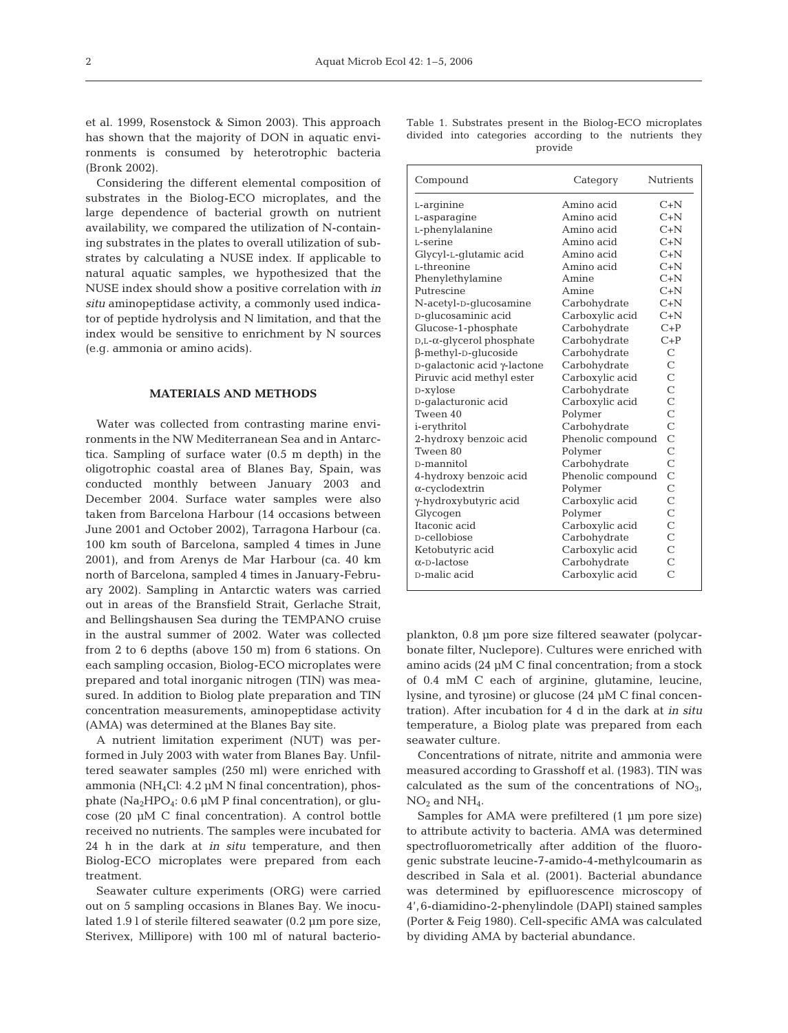et al. 1999, Rosenstock & Simon 2003). This approach has shown that the majority of DON in aquatic environments is consumed by heterotrophic bacteria (Bronk 2002).

Considering the different elemental composition of substrates in the Biolog-ECO microplates, and the large dependence of bacterial growth on nutrient availability, we compared the utilization of N-containing substrates in the plates to overall utilization of substrates by calculating a NUSE index. If applicable to natural aquatic samples, we hypothesized that the NUSE index should show a positive correlation with *in situ* aminopeptidase activity, a commonly used indicator of peptide hydrolysis and N limitation, and that the index would be sensitive to enrichment by N sources (e.g. ammonia or amino acids).

## MATERIALS AND METHODS

Water was collected from contrasting marine environments in the NW Mediterranean Sea and in Antarctica. Sampling of surface water (0.5 m depth) in the oligotrophic coastal area of Blanes Bay, Spain, was conducted monthly between January 2003 and December 2004. Surface water samples were also taken from Barcelona Harbour (14 occasions between June 2001 and October 2002), Tarragona Harbour (ca. 100 km south of Barcelona, sampled 4 times in June 2001), and from Arenys de Mar Harbour (ca. 40 km north of Barcelona, sampled 4 times in January-February 2002). Sampling in Antarctic waters was carried out in areas of the Bransfield Strait, Gerlache Strait, and Bellingshausen Sea during the TEMPANO cruise in the austral summer of 2002. Water was collected from 2 to 6 depths (above 150 m) from 6 stations. On each sampling occasion, Biolog-ECO microplates were prepared and total inorganic nitrogen (TIN) was measured. In addition to Biolog plate preparation and TIN concentration measurements, aminopeptidase activity (AMA) was determined at the Blanes Bay site.

A nutrient limitation experiment (NUT) was performed in July 2003 with water from Blanes Bay. Unfiltered seawater samples (250 ml) were enriched with ammonia ($NH_4Cl$: 4.2 µM N final concentration), phosphate ($Na_2HPO_4$: 0.6 µM P final concentration), or glucose (20 µM C final concentration). A control bottle received no nutrients. The samples were incubated for 24 h in the dark at *in situ* temperature, and then Biolog-ECO microplates were prepared from each treatment.

Seawater culture experiments (ORG) were carried out on 5 sampling occasions in Blanes Bay. We inoculated 1.9 l of sterile filtered seawater (0.2 µm pore size, Sterivex, Millipore) with 100 ml of natural bacterioplankton, 0.8 µm pore size filtered seawater (polycarbonate filter, Nuclepore). Cultures were enriched with amino acids (24 µM C final concentration; from a stock of 0.4 mM C each of arginine, glutamine, leucine, lysine, and tyrosine) or glucose (24 µM C final concentration). After incubation for 4 d in the dark at *in situ* temperature, a Biolog plate was prepared from each seawater culture.

Concentrations of nitrate, nitrite and ammonia were measured according to Grasshoff et al. (1983). TIN was calculated as the sum of the concentrations of $NO_3$, $NO_2$ and $NH_4$.

Samples for AMA were prefiltered (1 µm pore size) to attribute activity to bacteria. AMA was determined spectrofluorometrically after addition of the fluorogenic substrate leucine-7-amido-4-methylcoumarin as described in Sala et al. (2001). Bacterial abundance was determined by epifluorescence microscopy of 4',6-diamidino-2-phenylindole (DAPI) stained samples (Porter & Feig 1980). Cell-specific AMA was calculated by dividing AMA by bacterial abundance.

Table 1. Substrates present in the Biolog-ECO microplates divided into categories according to the nutrients they provide

| Compound | Category | Nutrients |
|---|---|---|
| L-arginine | Amino acid | C+N |
| L-asparagine | Amino acid | C+N |
| L-phenylalanine | Amino acid | C+N |
| L-serine | Amino acid | C+N |
| Glycyl-L-glutamic acid | Amino acid | C+N |
| L-threonine | Amino acid | C+N |
| Phenylethylamine | Amine | C+N |
| Putrescine | Amine | C+N |
| N-acetyl-D-glucosamine | Carbohydrate | C+N |
| D-glucosaminic acid | Carboxylic acid | C+N |
| Glucose-1-phosphate | Carbohydrate | C+P |
| D,L-α-glycerol phosphate | Carbohydrate | C+P |
| β-methyl-D-glucoside | Carbohydrate | C |
| D-galactonic acid γ-lactone | Carbohydrate | C |
| Piruvic acid methyl ester | Carboxylic acid | C |
| D-xylose | Carbohydrate | C |
| D-galacturonic acid | Carboxylic acid | C |
| Tween 40 | Polymer | C |
| i-erythritol | Carbohydrate | C |
| 2-hydroxy benzoic acid | Phenolic compound | C |
| Tween 80 | Polymer | C |
| D-mannitol | Carbohydrate | C |
| 4-hydroxy benzoic acid | Phenolic compound | C |
| α-cyclodextrin | Polymer | C |
| γ-hydroxybutyric acid | Carboxylic acid | C |
| Glycogen | Polymer | C |
| Itaconic acid | Carboxylic acid | C |
| D-cellobiose | Carbohydrate | C |
| Ketobutyric acid | Carboxylic acid | C |
| α-D-lactose | Carbohydrate | C |
| D-malic acid | Carboxylic acid | C |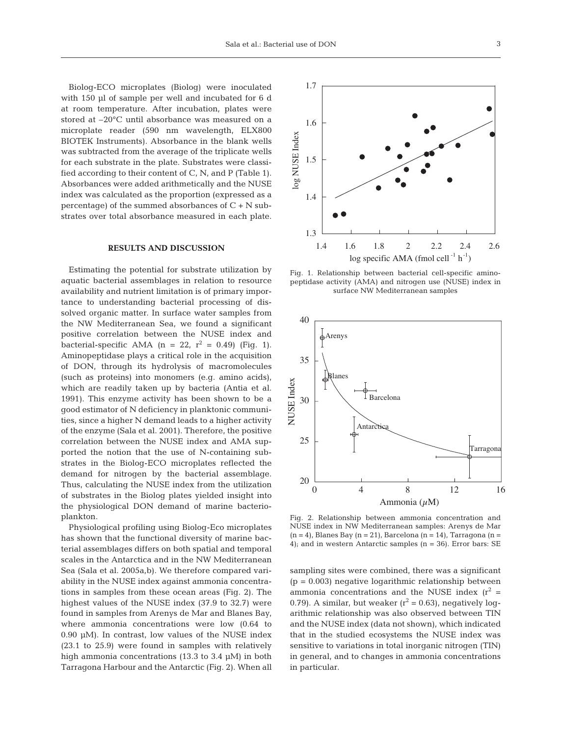Biolog-ECO microplates (Biolog) were inoculated with 150 µl of sample per well and incubated for 6 d at room temperature. After incubation, plates were stored at −20°C until absorbance was measured on a microplate reader (590 nm wavelength, ELX800 BIOTEK Instruments). Absorbance in the blank wells was subtracted from the average of the triplicate wells for each substrate in the plate. Substrates were classified according to their content of C, N, and P (Table 1). Absorbances were added arithmetically and the NUSE index was calculated as the proportion (expressed as a percentage) of the summed absorbances of C + N substrates over total absorbance measured in each plate.

## RESULTS AND DISCUSSION

Estimating the potential for substrate utilization by aquatic bacterial assemblages in relation to resource availability and nutrient limitation is of primary importance to understanding bacterial processing of dissolved organic matter. In surface water samples from the NW Mediterranean Sea, we found a significant positive correlation between the NUSE index and bacterial-specific AMA ($n = 22$, $r^2 = 0.49$) (Fig. 1). Aminopeptidase plays a critical role in the acquisition of DON, through its hydrolysis of macromolecules (such as proteins) into monomers (e.g. amino acids), which are readily taken up by bacteria (Antia et al. 1991). This enzyme activity has been shown to be a good estimator of N deficiency in planktonic communities, since a higher N demand leads to a higher activity of the enzyme (Sala et al. 2001). Therefore, the positive correlation between the NUSE index and AMA supported the notion that the use of N-containing substrates in the Biolog-ECO microplates reflected the demand for nitrogen by the bacterial assemblage. Thus, calculating the NUSE index from the utilization of substrates in the Biolog plates yielded insight into the physiological DON demand of marine bacterioplankton.

Physiological profiling using Biolog-Eco microplates has shown that the functional diversity of marine bacterial assemblages differs on both spatial and temporal scales in the Antarctica and in the NW Mediterranean Sea (Sala et al. 2005a,b). We therefore compared variability in the NUSE index against ammonia concentrations in samples from these ocean areas (Fig. 2). The highest values of the NUSE index (37.9 to 32.7) were found in samples from Arenys de Mar and Blanes Bay, where ammonia concentrations were low (0.64 to 0.90 µM). In contrast, low values of the NUSE index (23.1 to 25.9) were found in samples with relatively high ammonia concentrations (13.3 to 3.4 µM) in both Tarragona Harbour and the Antarctic (Fig. 2). When all sampling sites were combined, there was a significant ($p = 0.003$) negative logarithmic relationship between ammonia concentrations and the NUSE index ($r^2 = 0.79$). A similar, but weaker ($r^2 = 0.63$), negatively logarithmic relationship was also observed between TIN and the NUSE index (data not shown), which indicated that in the studied ecosystems the NUSE index was sensitive to variations in total inorganic nitrogen (TIN) in general, and to changes in ammonia concentrations in particular.

Fig. 1. Relationship between bacterial cell-specific aminopeptidase activity (AMA) and nitrogen use (NUSE) index in surface NW Mediterranean samples

Fig. 2. Relationship between ammonia concentration and NUSE index in NW Mediterranean samples: Arenys de Mar ($n = 4$), Blanes Bay ($n = 21$), Barcelona ($n = 14$), Tarragona ($n = 4$); and in western Antarctic samples ($n = 36$). Error bars: SE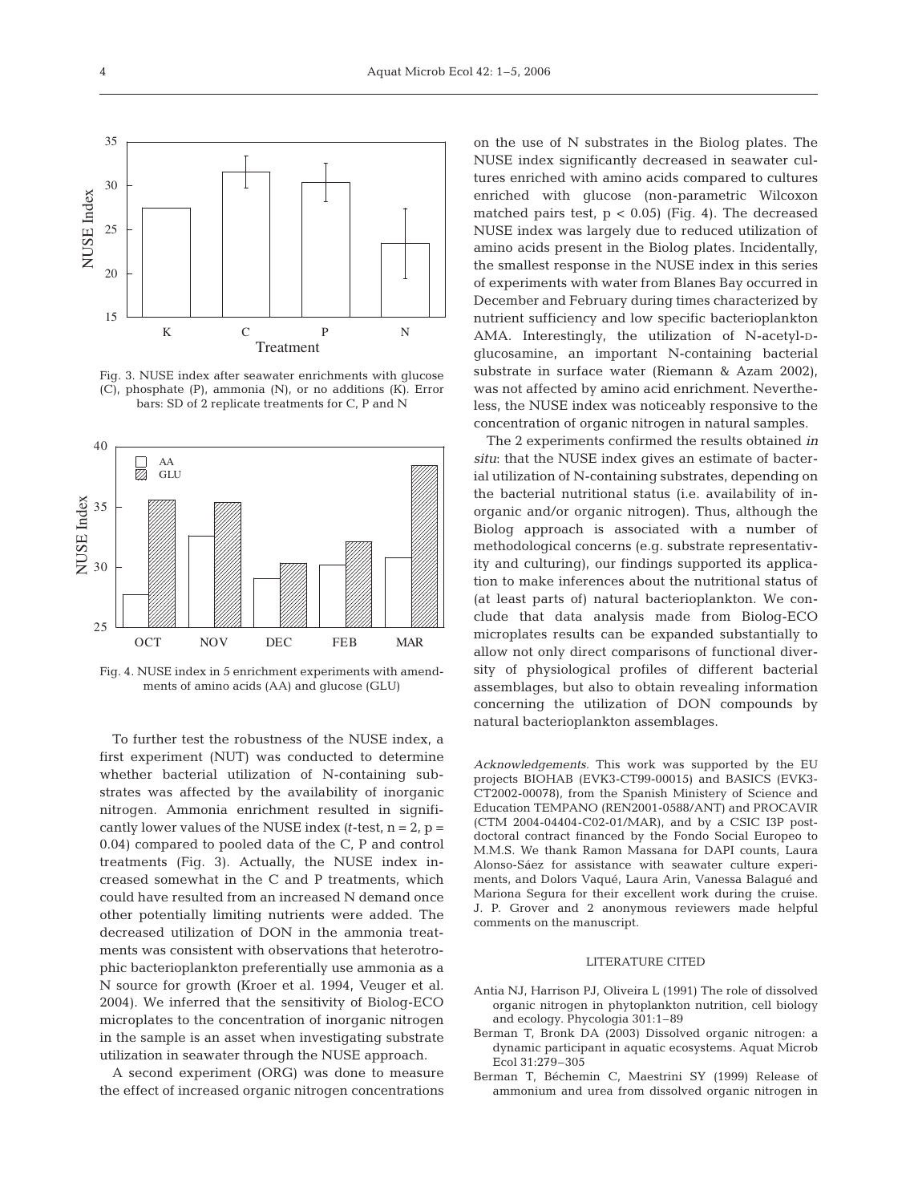Fig. 3. NUSE index after seawater enrichments with glucose (C), phosphate (P), ammonia (N), or no additions (K). Error bars: SD of 2 replicate treatments for C, P and N

Fig. 4. NUSE index in 5 enrichment experiments with amendments of amino acids (AA) and glucose (GLU)

To further test the robustness of the NUSE index, a first experiment (NUT) was conducted to determine whether bacterial utilization of N-containing substrates was affected by the availability of inorganic nitrogen. Ammonia enrichment resulted in significantly lower values of the NUSE index (*t*-test, $n = 2$, $p = 0.04$) compared to pooled data of the C, P and control treatments (Fig. 3). Actually, the NUSE index increased somewhat in the C and P treatments, which could have resulted from an increased N demand once other potentially limiting nutrients were added. The decreased utilization of DON in the ammonia treatments was consistent with observations that heterotrophic bacterioplankton preferentially use ammonia as a N source for growth (Kroer et al. 1994, Veuger et al. 2004). We inferred that the sensitivity of Biolog-ECO microplates to the concentration of inorganic nitrogen in the sample is an asset when investigating substrate utilization in seawater through the NUSE approach.

A second experiment (ORG) was done to measure the effect of increased organic nitrogen concentrations on the use of N substrates in the Biolog plates. The NUSE index significantly decreased in seawater cultures enriched with amino acids compared to cultures enriched with glucose (non-parametric Wilcoxon matched pairs test, $p < 0.05$) (Fig. 4). The decreased NUSE index was largely due to reduced utilization of amino acids present in the Biolog plates. Incidentally, the smallest response in the NUSE index in this series of experiments with water from Blanes Bay occurred in December and February during times characterized by nutrient sufficiency and low specific bacterioplankton AMA. Interestingly, the utilization of N-acetyl-D-glucosamine, an important N-containing bacterial substrate in surface water (Riemann & Azam 2002), was not affected by amino acid enrichment. Nevertheless, the NUSE index was noticeably responsive to the concentration of organic nitrogen in natural samples.

The 2 experiments confirmed the results obtained *in situ*: that the NUSE index gives an estimate of bacterial utilization of N-containing substrates, depending on the bacterial nutritional status (i.e. availability of inorganic and/or organic nitrogen). Thus, although the Biolog approach is associated with a number of methodological concerns (e.g. substrate representativity and culturing), our findings supported its application to make inferences about the nutritional status of (at least parts of) natural bacterioplankton. We conclude that data analysis made from Biolog-ECO microplates results can be expanded substantially to allow not only direct comparisons of functional diversity of physiological profiles of different bacterial assemblages, but also to obtain revealing information concerning the utilization of DON compounds by natural bacterioplankton assemblages.

*Acknowledgements.* This work was supported by the EU projects BIOHAB (EVK3-CT99-00015) and BASICS (EVK3-CT2002-00078), from the Spanish Ministery of Science and Education TEMPANO (REN2001-0588/ANT) and PROCAVIR (CTM 2004-04404-C02-01/MAR), and by a CSIC I3P postdoctoral contract financed by the Fondo Social Europeo to M.M.S. We thank Ramon Massana for DAPI counts, Laura Alonso-Sáez for assistance with seawater culture experiments, and Dolors Vaqué, Laura Arin, Vanessa Balagué and Mariona Segura for their excellent work during the cruise. J. P. Grover and 2 anonymous reviewers made helpful comments on the manuscript.

## LITERATURE CITED

- Antia NJ, Harrison PJ, Oliveira L (1991) The role of dissolved organic nitrogen in phytoplankton nutrition, cell biology and ecology. Phycologia 301:1–89
- Berman T, Bronk DA (2003) Dissolved organic nitrogen: a dynamic participant in aquatic ecosystems. Aquat Microb Ecol 31:279–305
- Berman T, Béchemin C, Maestrini SY (1999) Release of ammonium and urea from dissolved organic nitrogen in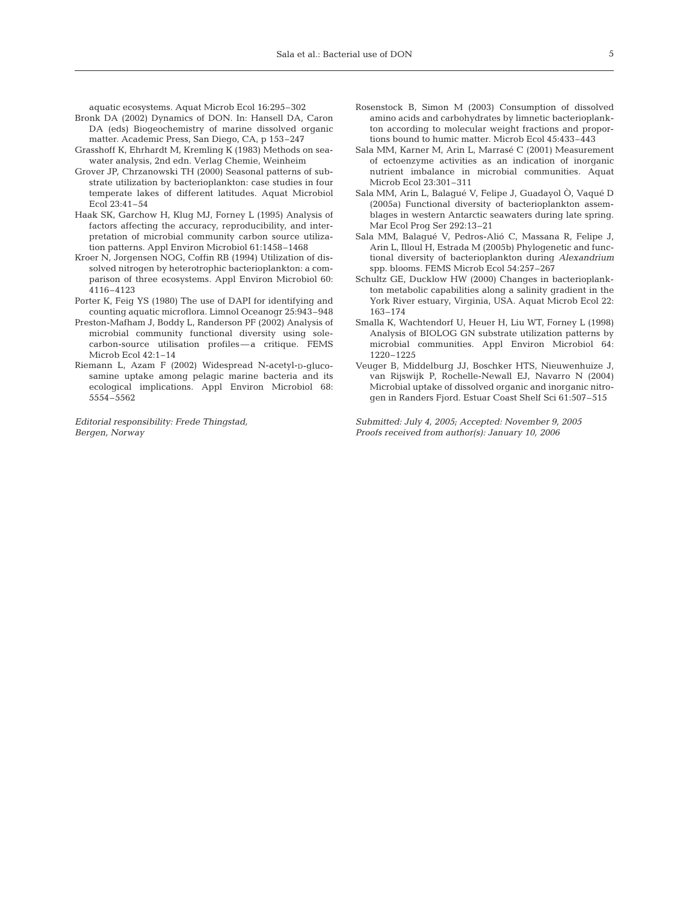aquatic ecosystems. Aquat Microb Ecol 16:295–302

Bronk DA (2002) Dynamics of DON. In: Hansell DA, Caron DA (eds) Biogeochemistry of marine dissolved organic matter. Academic Press, San Diego, CA, p 153–247

Grasshoff K, Ehrhardt M, Kremling K (1983) Methods on seawater analysis, 2nd edn. Verlag Chemie, Weinheim

Grover JP, Chrzanowski TH (2000) Seasonal patterns of substrate utilization by bacterioplankton: case studies in four temperate lakes of different latitudes. Aquat Microbiol Ecol 23:41–54

Haak SK, Garchow H, Klug MJ, Forney L (1995) Analysis of factors affecting the accuracy, reproducibility, and interpretation of microbial community carbon source utilization patterns. Appl Environ Microbiol 61:1458–1468

Kroer N, Jorgensen NOG, Coffin RB (1994) Utilization of dissolved nitrogen by heterotrophic bacterioplankton: a comparison of three ecosystems. Appl Environ Microbiol 60: 4116–4123

Porter K, Feig YS (1980) The use of DAPI for identifying and counting aquatic microflora. Limnol Oceanogr 25:943–948

Preston-Mafham J, Boddy L, Randerson PF (2002) Analysis of microbial community functional diversity using sole-carbon-source utilisation profiles — a critique. FEMS Microb Ecol 42:1–14

Riemann L, Azam F (2002) Widespread N-acetyl-D-glucosamine uptake among pelagic marine bacteria and its ecological implications. Appl Environ Microbiol 68: 5554–5562

Rosenstock B, Simon M (2003) Consumption of dissolved amino acids and carbohydrates by limnetic bacterioplankton according to molecular weight fractions and proportions bound to humic matter. Microb Ecol 45:433–443

Sala MM, Karner M, Arin L, Marrasé C (2001) Measurement of ectoenzyme activities as an indication of inorganic nutrient imbalance in microbial communities. Aquat Microb Ecol 23:301–311

Sala MM, Arin L, Balagué V, Felipe J, Guadayol Ò, Vaqué D (2005a) Functional diversity of bacterioplankton assemblages in western Antarctic seawaters during late spring. Mar Ecol Prog Ser 292:13–21

Sala MM, Balagué V, Pedros-Alió C, Massana R, Felipe J, Arin L, Illoul H, Estrada M (2005b) Phylogenetic and functional diversity of bacterioplankton during *Alexandrium* spp. blooms. FEMS Microb Ecol 54:257–267

Schultz GE, Ducklow HW (2000) Changes in bacterioplankton metabolic capabilities along a salinity gradient in the York River estuary, Virginia, USA. Aquat Microb Ecol 22: 163–174

Smalla K, Wachtendorf U, Heuer H, Liu WT, Forney L (1998) Analysis of BIOLOG GN substrate utilization patterns by microbial communities. Appl Environ Microbiol 64: 1220–1225

Veuger B, Middelburg JJ, Boschker HTS, Nieuwenhuize J, van Rijswijk P, Rochelle-Newall EJ, Navarro N (2004) Microbial uptake of dissolved organic and inorganic nitrogen in Randers Fjord. Estuar Coast Shelf Sci 61:507–515

*Editorial responsibility: Frede Thingstad, Bergen, Norway*

*Submitted: July 4, 2005; Accepted: November 9, 2005*
*Proofs received from author(s): January 10, 2006*